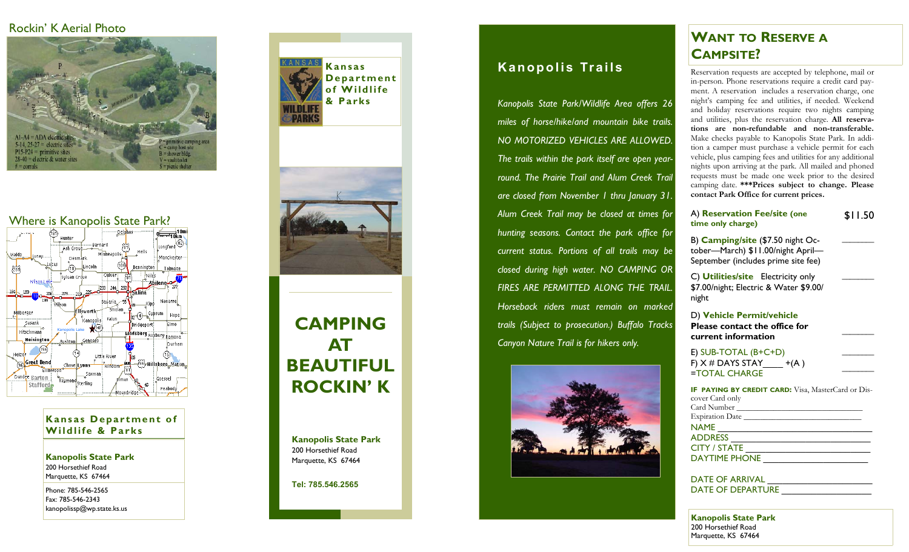## Rockin' K Aerial Photo

A1-A4 = ADA electric sites
5-14, 25-27 = electric sites
P15-P24 = primitive sites
28-40 = electric & water sites
# = corrals

P = primitive camping area
C = camp host site
B = shower bldg.
V = vault toilet
S = picnic shelter

## Where is Kanopolis State Park?

**Kansas Department of Wildlife & Parks**

**Kanopolis State Park**
200 Horsethief Road
Marquette, KS 67464

Phone: 785-546-2565
Fax: 785-546-2343
kanopolissp@wp.state.ks.us

**Kansas Department of Wildlife & Parks**

# CAMPING AT BEAUTIFUL ROCKIN' K

**Kanopolis State Park**
200 Horsethief Road
Marquette, KS 67464

**Tel: 785.546.2565**

## Kanopolis Trails

*Kanopolis State Park/Wildlife Area offers 26 miles of horse/hike/and mountain bike trails. NO MOTORIZED VEHICLES ARE ALLOWED. The trails within the park itself are open year-round. The Prairie Trail and Alum Creek Trail are closed from November 1 thru January 31. Alum Creek Trail may be closed at times for hunting seasons. Contact the park office for current status. Portions of all trails may be closed during high water. NO CAMPING OR FIRES ARE PERMITTED ALONG THE TRAIL. Horseback riders must remain on marked trails (Subject to prosecution.) Buffalo Tracks Canyon Nature Trail is for hikers only.*

## Want to Reserve a Campsite?

Reservation requests are accepted by telephone, mail or in-person. Phone reservations require a credit card payment. A reservation includes a reservation charge, one night's camping fee and utilities, if needed. Weekend and holiday reservations require two nights camping and utilities, plus the reservation charge. **All reservations are non-refundable and non-transferable.** Make checks payable to Kanopolis State Park. In addition a camper must purchase a vehicle permit for each vehicle, plus camping fees and utilities for any additional nights upon arriving at the park. All mailed and phoned requests must be made one week prior to the desired camping date. **\*\*\*Prices subject to change. Please contact Park Office for current prices.**

A) **Reservation Fee/site** (one time only charge) $11.50

B) **Camping/site** ($7.50 night October—March) $11.00/night April—September (includes prime site fee) ______

C) **Utilities/site** Electricity only $7.00/night; Electric & Water $9.00/night ______

D) **Vehicle Permit/vehicle**
**Please contact the office for current information** ______

E) SUB-TOTAL (B+C+D) ______
F) X # DAYS STAY____ +(A ) ______
=TOTAL CHARGE

**IF PAYING BY CREDIT CARD:** Visa, MasterCard or Discover Card only
Card Number ______________________________
Expiration Date ____________________________
NAME ____________________________________
ADDRESS _________________________________
CITY / STATE ______________________________
DAYTIME PHONE __________________________

DATE OF ARRIVAL _________________________
DATE OF DEPARTURE ______________________

**Kanopolis State Park**
200 Horsethief Road
Marquette, KS 67464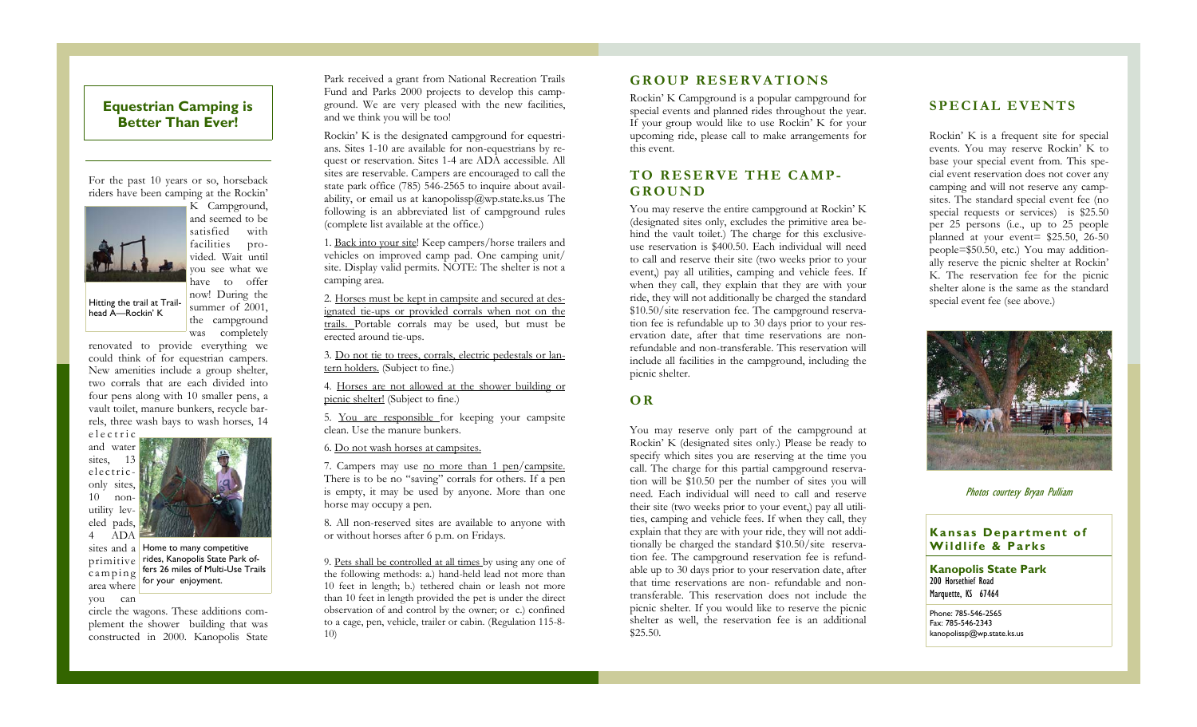## Equestrian Camping is Better Than Ever!

For the past 10 years or so, horseback riders have been camping at the Rockin' K Campground, and seemed to be satisfied with facilities provided. Wait until you see what we have to offer now! During the summer of 2001, the campground was completely renovated to provide everything we could think of for equestrian campers. New amenities include a group shelter, two corrals that are each divided into four pens along with 10 smaller pens, a vault toilet, manure bunkers, recycle barrels, three wash bays to wash horses, 14 electric and water sites, 13 electric-only sites, 10 non-utility leveled pads, 4 ADA sites and a primitive camping area where you can circle the wagons. These additions complement the shower building that was constructed in 2000. Kanopolis State Park received a grant from National Recreation Trails Fund and Parks 2000 projects to develop this campground. We are very pleased with the new facilities, and we think you will be too!

Hitting the trail at Trailhead A—Rockin' K

Home to many competitive rides, Kanopolis State Park offers 26 miles of Multi-Use Trails for your enjoyment.

Rockin' K is the designated campground for equestrians. Sites 1-10 are available for non-equestrians by request or reservation. Sites 1-4 are ADA accessible. All sites are reservable. Campers are encouraged to call the state park office (785) 546-2565 to inquire about availability, or email us at kanopolissp@wp.state.ks.us The following is an abbreviated list of campground rules (complete list available at the office.)

1. Back into your site! Keep campers/horse trailers and vehicles on improved camp pad. One camping unit/site. Display valid permits. NOTE: The shelter is not a camping area.

2. Horses must be kept in campsite and secured at designated tie-ups or provided corrals when not on the trails. Portable corrals may be used, but must be erected around tie-ups.

3. Do not tie to trees, corrals, electric pedestals or lantern holders. (Subject to fine.)

4. Horses are not allowed at the shower building or picnic shelter! (Subject to fine.)

5. You are responsible for keeping your campsite clean. Use the manure bunkers.

6. Do not wash horses at campsites.

7. Campers may use no more than 1 pen/campsite. There is to be no "saving" corrals for others. If a pen is empty, it may be used by anyone. More than one horse may occupy a pen.

8. All non-reserved sites are available to anyone with or without horses after 6 p.m. on Fridays.

9. Pets shall be controlled at all times by using any one of the following methods: a.) hand-held lead not more than 10 feet in length; b.) tethered chain or leash not more than 10 feet in length provided the pet is under the direct observation of and control by the owner; or c.) confined to a cage, pen, vehicle, trailer or cabin. (Regulation 115-8-10)

## GROUP RESERVATIONS

Rockin' K Campground is a popular campground for special events and planned rides throughout the year. If your group would like to use Rockin' K for your upcoming ride, please call to make arrangements for this event.

## TO RESERVE THE CAMPGROUND

You may reserve the entire campground at Rockin' K (designated sites only, excludes the primitive area behind the vault toilet.) The charge for this exclusive-use reservation is $400.50. Each individual will need to call and reserve their site (two weeks prior to your event,) pay all utilities, camping and vehicle fees. If when they call, they explain that they are with your ride, they will not additionally be charged the standard $10.50/site reservation fee. The campground reservation fee is refundable up to 30 days prior to your reservation date, after that time reservations are non-refundable and non-transferable. This reservation will include all facilities in the campground, including the picnic shelter.

## OR

You may reserve only part of the campground at Rockin' K (designated sites only.) Please be ready to specify which sites you are reserving at the time you call. The charge for this partial campground reservation will be $10.50 per the number of sites you will need. Each individual will need to call and reserve their site (two weeks prior to your event,) pay all utilities, camping and vehicle fees. If when they call, they explain that they are with your ride, they will not additionally be charged the standard $10.50/site reservation fee. The campground reservation fee is refundable up to 30 days prior to your reservation date, after that time reservations are non- refundable and non-transferable. This reservation does not include the picnic shelter as well. If you would like to reserve the picnic shelter as well, the reservation fee is an additional $25.50.

## SPECIAL EVENTS

Rockin' K is a frequent site for special events. You may reserve Rockin' K to base your special event from. This special event reservation does not cover any camping and will not reserve any campsites. The standard special event fee (no special requests or services) is $25.50 per 25 persons (i.e., up to 25 people planned at your event= $25.50, 26-50 people=$50.50, etc.) You may additionally reserve the picnic shelter at Rockin' K. The reservation fee for the picnic shelter alone is the same as the standard special event fee (see above.)

*Photos courtesy Bryan Pulliam*

### Kansas Department of Wildlife & Parks

**Kanopolis State Park**
200 Horsethief Road
Marquette, KS 67464

Phone: 785-546-2565
Fax: 785-546-2343
kanopolissp@wp.state.ks.us